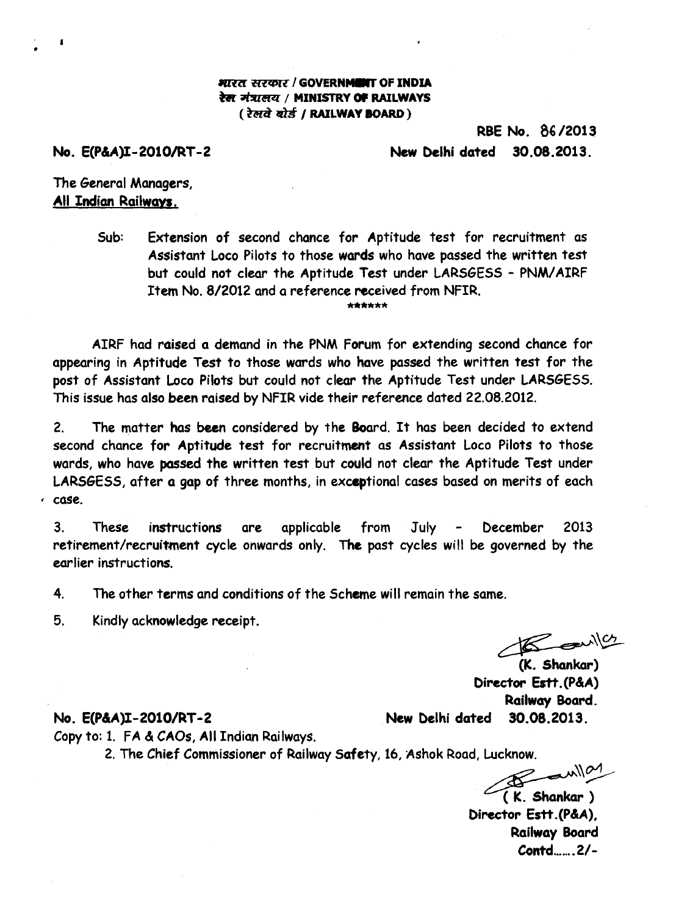**भारत सरकार / GOVERNMENT OF INDIA**
**रेल मंत्रालय / MINISTRY OF RAILWAYS**
**( रेलवे बोर्ड / RAILWAY BOARD )**

**RBE No. 86/2013**

**No. E(P&A)I-2010/RT-2** **New Delhi dated 30.08.2013.**

The General Managers,
**All Indian Railways.**

Sub: Extension of second chance for Aptitude test for recruitment as Assistant Loco Pilots to those wards who have passed the written test but could not clear the Aptitude Test under LARSGESS - PNM/AIRF Item No. 8/2012 and a reference received from NFIR.

******

AIRF had raised a demand in the PNM Forum for extending second chance for appearing in Aptitude Test to those wards who have passed the written test for the post of Assistant Loco Pilots but could not clear the Aptitude Test under LARSGESS. This issue has also been raised by NFIR vide their reference dated 22.08.2012.

2. The matter has been considered by the Board. It has been decided to extend second chance for Aptitude test for recruitment as Assistant Loco Pilots to those wards, who have passed the written test but could not clear the Aptitude Test under LARSGESS, after a gap of three months, in exceptional cases based on merits of each case.

3. These instructions are applicable from July - December 2013 retirement/recruitment cycle onwards only. The past cycles will be governed by the earlier instructions.

4. The other terms and conditions of the Scheme will remain the same.

5. Kindly acknowledge receipt.

**(K. Shankar)**
**Director Estt.(P&A)**
**Railway Board.**

**No. E(P&A)I-2010/RT-2** **New Delhi dated 30.08.2013.**

Copy to: 1. FA & CAOs, All Indian Railways.
2. The Chief Commissioner of Railway Safety, 16, Ashok Road, Lucknow.

**( K. Shankar )**
**Director Estt.(P&A),**
**Railway Board**
**Contd.......2/-**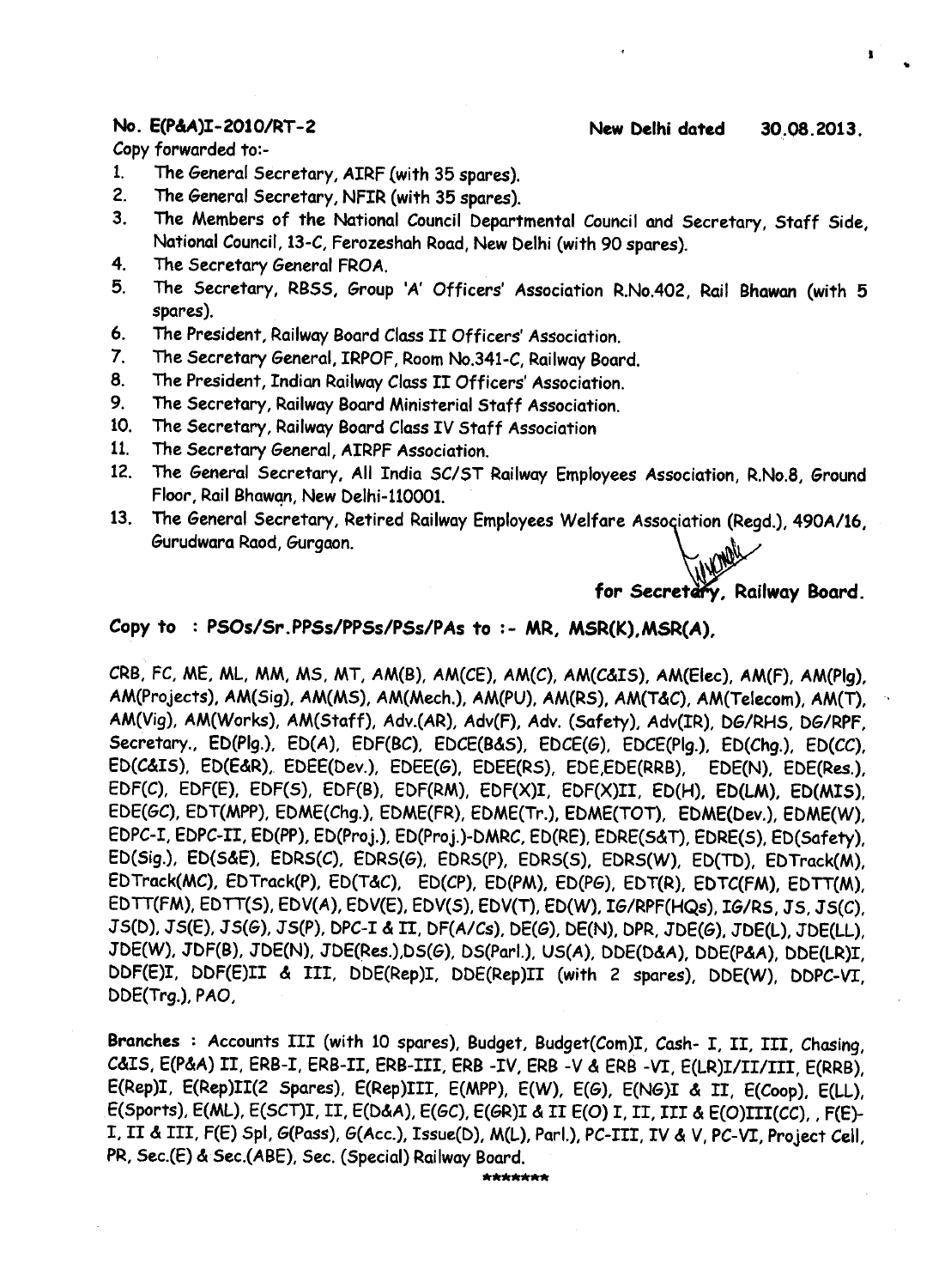**No. E(P&A)I-2010/RT-2** **New Delhi dated 30.08.2013.**

Copy forwarded to:-

1. The General Secretary, AIRF (with 35 spares).
2. The General Secretary, NFIR (with 35 spares).
3. The Members of the National Council Departmental Council and Secretary, Staff Side, National Council, 13-C, Ferozeshah Road, New Delhi (with 90 spares).
4. The Secretary General FROA.
5. The Secretary, RBSS, Group 'A' Officers' Association R.No.402, Rail Bhawan (with 5 spares).
6. The President, Railway Board Class II Officers' Association.
7. The Secretary General, IRPOF, Room No.341-C, Railway Board.
8. The President, Indian Railway Class II Officers' Association.
9. The Secretary, Railway Board Ministerial Staff Association.
10. The Secretary, Railway Board Class IV Staff Association
11. The Secretary General, AIRPF Association.
12. The General Secretary, All India SC/ST Railway Employees Association, R.No.8, Ground Floor, Rail Bhawan, New Delhi-110001.
13. The General Secretary, Retired Railway Employees Welfare Association (Regd.), 490A/16, Gurudwara Raod, Gurgaon.

**for Secretary, Railway Board.**

**Copy to : PSOs/Sr.PPSs/PPSs/PSs/PAs to :- MR, MSR(K),MSR(A),**

CRB, FC, ME, ML, MM, MS, MT, AM(B), AM(CE), AM(C), AM(C&IS), AM(Elec), AM(F), AM(Plg), AM(Projects), AM(Sig), AM(MS), AM(Mech.), AM(PU), AM(RS), AM(T&C), AM(Telecom), AM(T), AM(Vig), AM(Works), AM(Staff), Adv.(AR), Adv(F), Adv. (Safety), Adv(IR), DG/RHS, DG/RPF, Secretary., ED(Plg.), ED(A), EDF(BC), EDCE(B&S), EDCE(G), EDCE(Plg.), ED(Chg.), ED(CC), ED(C&IS), ED(E&R), EDEE(Dev.), EDEE(G), EDEE(RS), EDE,EDE(RRB), EDE(N), EDE(Res.), EDF(C), EDF(E), EDF(S), EDF(B), EDF(RM), EDF(X)I, EDF(X)II, ED(H), ED(LM), ED(MIS), EDE(GC), EDT(MPP), EDME(Chg.), EDME(FR), EDME(Tr.), EDME(TOT), EDME(Dev.), EDME(W), EDPC-I, EDPC-II, ED(PP), ED(Proj.), ED(Proj.)-DMRC, ED(RE), EDRE(S&T), EDRE(S), ED(Safety), ED(Sig.), ED(S&E), EDRS(C), EDRS(G), EDRS(P), EDRS(S), EDRS(W), ED(TD), EDTrack(M), EDTrack(MC), EDTrack(P), ED(T&C), ED(CP), ED(PM), ED(PG), EDT(R), EDTC(FM), EDTT(M), EDTT(FM), EDTT(S), EDV(A), EDV(E), EDV(S), EDV(T), ED(W), IG/RPF(HQs), IG/RS, JS, JS(C), JS(D), JS(E), JS(G), JS(P), DPC-I & II, DF(A/Cs), DE(G), DE(N), DPR, JDE(G), JDE(L), JDE(LL), JDE(W), JDF(B), JDE(N), JDE(Res.),DS(G), DS(Parl.), US(A), DDE(D&A), DDE(P&A), DDE(LR)I, DDF(E)I, DDF(E)II & III, DDE(Rep)I, DDE(Rep)II (with 2 spares), DDE(W), DDPC-VI, DDE(Trg.), PAO,

**Branches** : Accounts III (with 10 spares), Budget, Budget(Com)I, Cash- I, II, III, Chasing, C&IS, E(P&A) II, ERB-I, ERB-II, ERB-III, ERB -IV, ERB -V & ERB -VI, E(LR)I/II/III, E(RRB), E(Rep)I, E(Rep)II(2 Spares), E(Rep)III, E(MPP), E(W), E(G), E(NG)I & II, E(Coop), E(LL), E(Sports), E(ML), E(SCT)I, II, E(D&A), E(GC), E(GR)I & II E(O) I, II, III & E(O)III(CC), , F(E)-I, II & III, F(E) Spl, G(Pass), G(Acc.), Issue(D), M(L), Parl.), PC-III, IV & V, PC-VI, Project Cell, PR, Sec.(E) & Sec.(ABE), Sec. (Special) Railway Board.

\*\*\*\*\*\*\*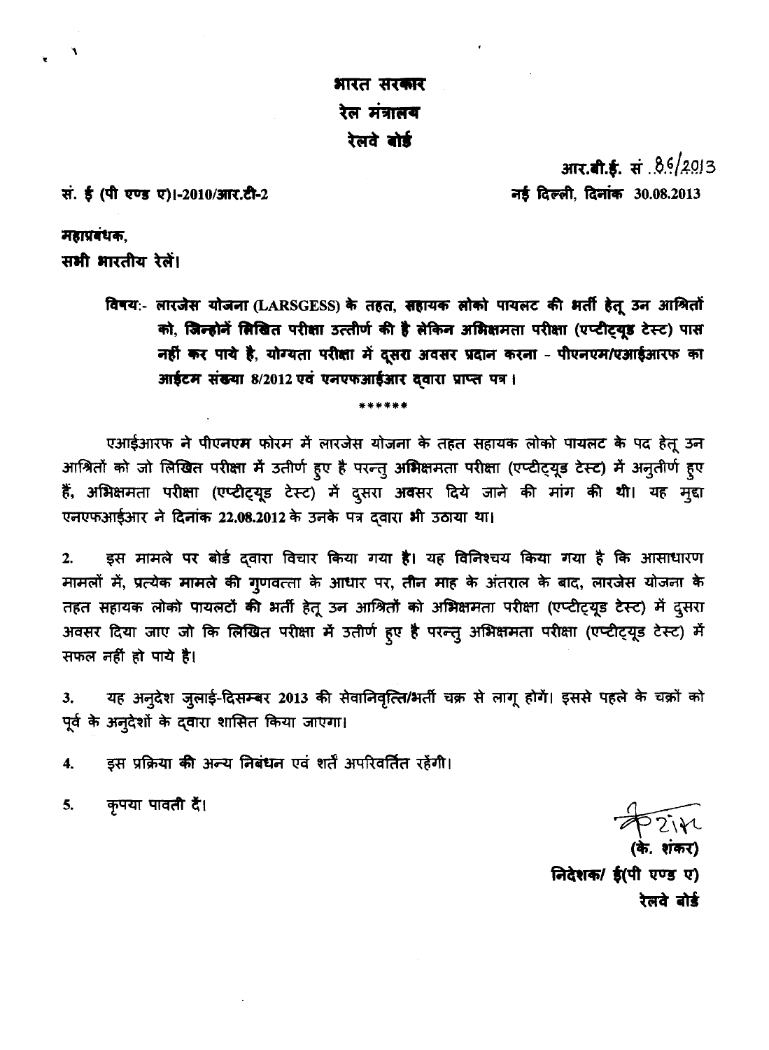**भारत सरकार**
**रेल मंत्रालय**
**रेलवे बोर्ड**

**आर.बी.ई. सं. 86/2013**

**सं. ई (पी एण्ड ए)I-2010/आर.टी-2** **नई दिल्ली, दिनांक 30.08.2013**

**महाप्रबंधक,**
**सभी भारतीय रेलें।**

**विषय:- लारजेस योजना (LARSGESS) के तहत, सहायक लोको पायलट की भर्ती हेतू उन आश्रितों को, जिन्होनें लिखित परीक्षा उत्तीर्ण की है लेकिन अभिक्षमता परीक्षा (एप्टीट्यूड टेस्ट) पास नहीं कर पाये है, योग्यता परीक्षा में दूसरा अवसर प्रदान करना - पीएनएम/एआईआरफ का आईटम संख्या 8/2012 एवं एनएफआईआर द्वारा प्राप्त पत्र।**

******

एआईआरफ ने पीएनएम फोरम में लारजेस योजना के तहत सहायक लोको पायलट के पद हेतू उन आश्रितों को जो लिखित परीक्षा में उतीर्ण हुए है परन्तु अभिक्षमता परीक्षा (एप्टीट्यूड टेस्ट) में अनुतीर्ण हुए हैं, अभिक्षमता परीक्षा (एप्टीट्यूड टेस्ट) में दुसरा अवसर दिये जाने की मांग की थी। यह मुद्दा एनएफआईआर ने दिनांक 22.08.2012 के उनके पत्र द्वारा भी उठाया था।

2. इस मामले पर बोर्ड द्वारा विचार किया गया है। यह विनिश्चय किया गया है कि आसाधारण मामलों में, प्रत्येक मामले की गुणवत्ता के आधार पर, तीन माह के अंतराल के बाद, लारजेस योजना के तहत सहायक लोको पायलटों की भर्ती हेतू उन आश्रितों को अभिक्षमता परीक्षा (एप्टीट्यूड टेस्ट) में दुसरा अवसर दिया जाए जो कि लिखित परीक्षा में उतीर्ण हुए है परन्तु अभिक्षमता परीक्षा (एप्टीट्यूड टेस्ट) में सफल नहीं हो पाये है।

3. यह अनुदेश जुलाई-दिसम्बर 2013 की सेवानिवृत्ति/भर्ती चक्र से लागू होगें। इससे पहले के चक्रों को पूर्व के अनुदेशों के द्वारा शासित किया जाएगा।

4. इस प्रक्रिया की अन्य निबंधन एवं शर्तें अपरिवर्तित रहेंगी।

5. कृपया पावती दें।

(के. शंकर)
**निदेशक/ ई(पी एण्ड ए)**
**रेलवे बोर्ड**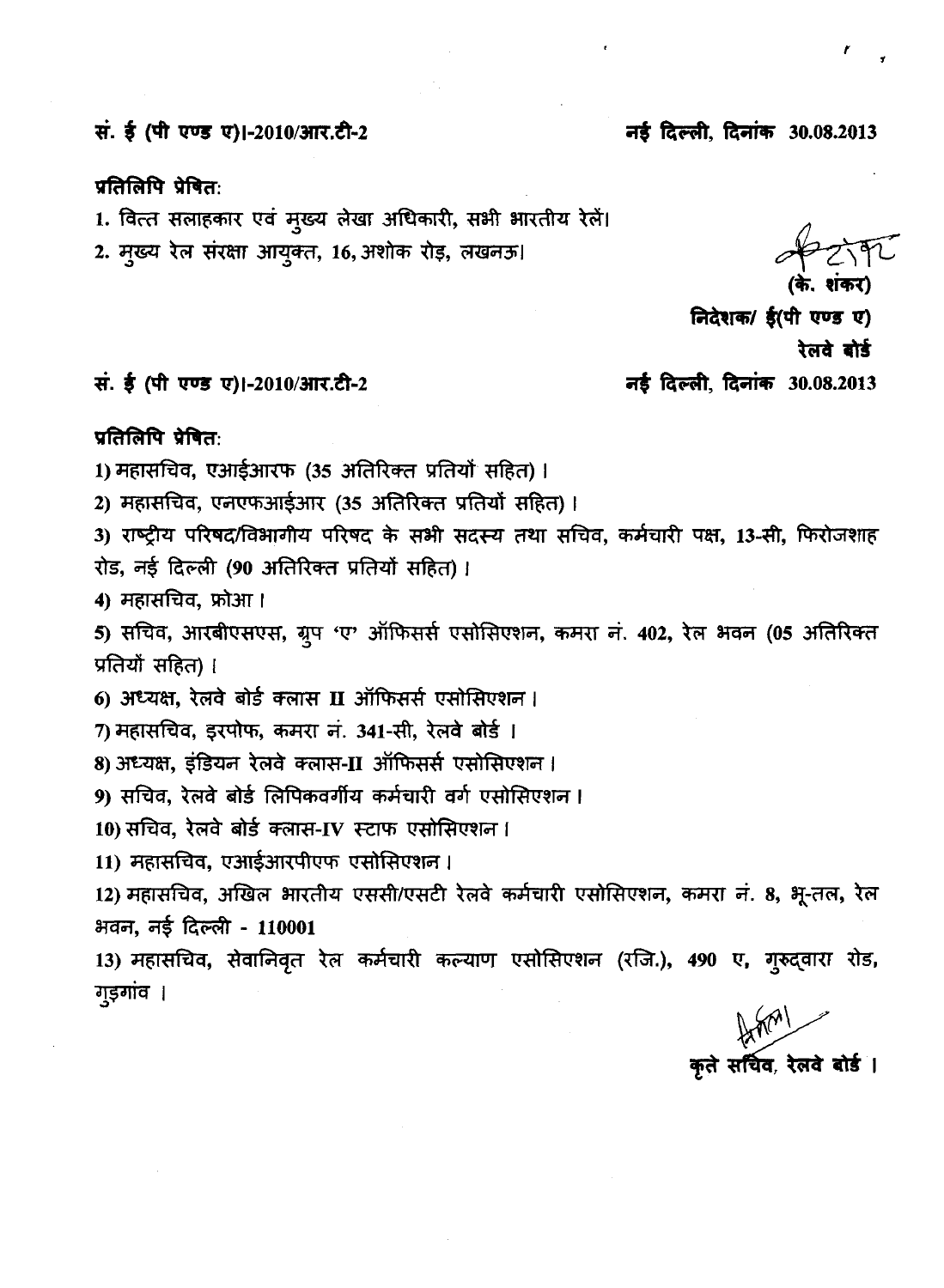सं. ई (पी एण्ड ए)I-2010/आर.टी-2 नई दिल्ली, दिनांक 30.08.2013

**प्रतिलिपि प्रेषित:**

1. वित्त सलाहकार एवं मुख्य लेखा अधिकारी, सभी भारतीय रेलें।
2. मुख्य रेल संरक्षा आयुक्त, 16, अशोक रोड़, लखनऊ।

(के. शंकर)
निदेशक/ ई(पी एण्ड ए)
रेलवे बोर्ड

सं. ई (पी एण्ड ए)I-2010/आर.टी-2 नई दिल्ली, दिनांक 30.08.2013

**प्रतिलिपि प्रेषित:**

1) महासचिव, एआईआरफ (35 अतिरिक्त प्रतियों सहित) ।

2) महासचिव, एनएफआईआर (35 अतिरिक्त प्रतियों सहित) ।

3) राष्ट्रीय परिषद/विभागीय परिषद के सभी सदस्य तथा सचिव, कर्मचारी पक्ष, 13-सी, फिरोजशाह रोड, नई दिल्ली (90 अतिरिक्त प्रतियों सहित) ।

4) महासचिव, फ्रोआ ।

5) सचिव, आरबीएसएस, ग्रुप 'ए' ऑफिसर्स एसोसिएशन, कमरा नं. 402, रेल भवन (05 अतिरिक्त प्रतियों सहित) ।

6) अध्यक्ष, रेलवे बोर्ड क्लास II ऑफिसर्स एसोसिएशन ।

7) महासचिव, इरपोफ, कमरा नं. 341-सी, रेलवे बोर्ड ।

8) अध्यक्ष, इंडियन रेलवे क्लास-II ऑफिसर्स एसोसिएशन ।

9) सचिव, रेलवे बोर्ड लिपिकवर्गीय कर्मचारी वर्ग एसोसिएशन ।

10) सचिव, रेलवे बोर्ड क्लास-IV स्टाफ एसोसिएशन ।

11) महासचिव, एआईआरपीएफ एसोसिएशन ।

12) महासचिव, अखिल भारतीय एससी/एसटी रेलवे कर्मचारी एसोसिएशन, कमरा नं. 8, भू-तल, रेल भवन, नई दिल्ली - 110001

13) महासचिव, सेवानिवृत रेल कर्मचारी कल्याण एसोसिएशन (रजि.), 490 ए, गुरुद्वारा रोड, गुड़गांव ।

कृते सचिव, रेलवे बोर्ड ।